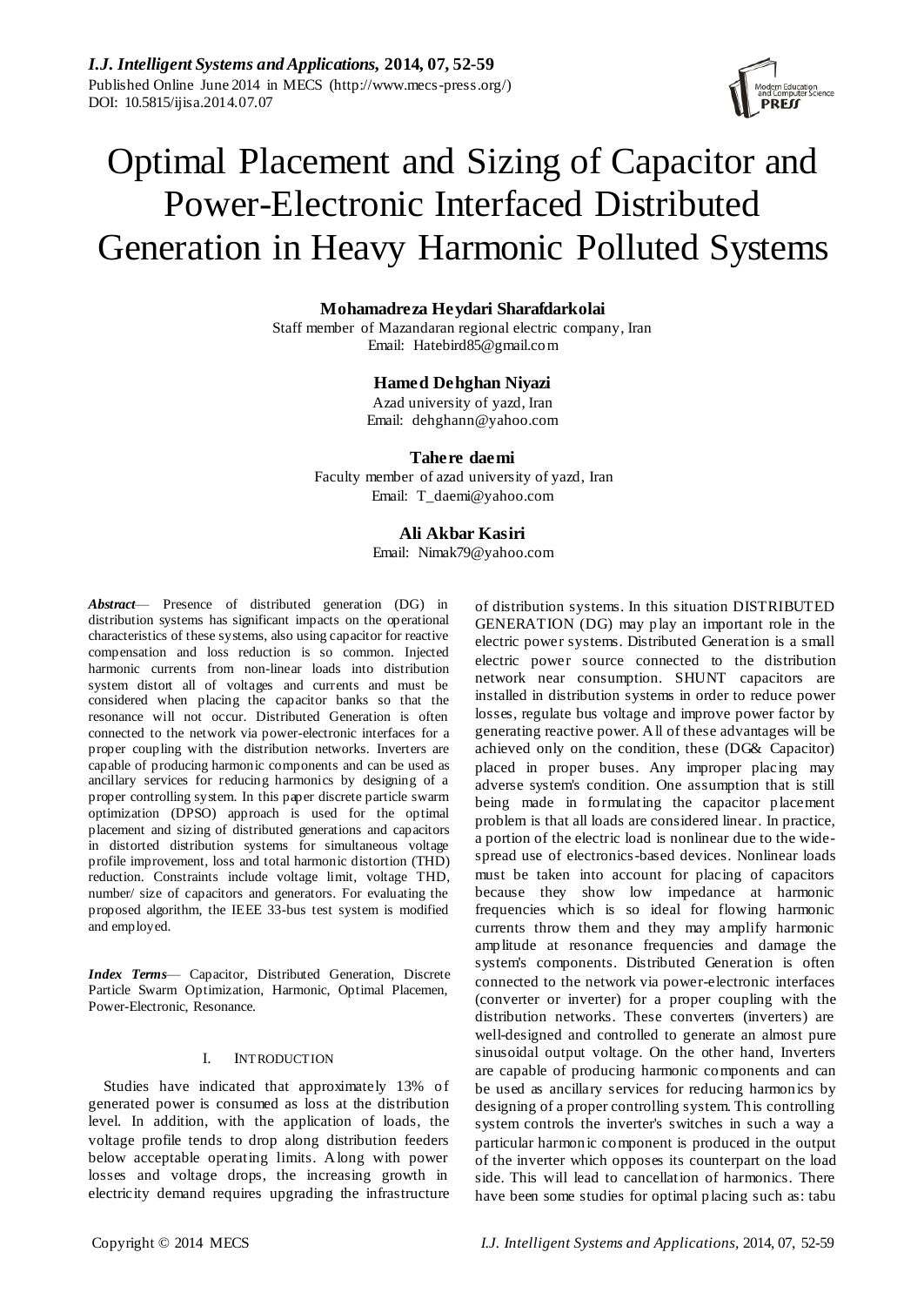# Optimal Placement and Sizing of Capacitor and Power-Electronic Interfaced Distributed Generation in Heavy Harmonic Polluted Systems

**Mohamadreza Heydari Sharafdarkolai**
Staff member of Mazandaran regional electric company, Iran
Email: Hatebird85@gmail.com

**Hamed Dehghan Niyazi**
Azad university of yazd, Iran
Email: dehghann@yahoo.com

**Tahere daemi**
Faculty member of azad university of yazd, Iran
Email: T_daemi@yahoo.com

**Ali Akbar Kasiri**
Email: Nimak79@yahoo.com

***Abstract***— Presence of distributed generation (DG) in distribution systems has significant impacts on the operational characteristics of these systems, also using capacitor for reactive compensation and loss reduction is so common. Injected harmonic currents from non-linear loads into distribution system distort all of voltages and currents and must be considered when placing the capacitor banks so that the resonance will not occur. Distributed Generation is often connected to the network via power-electronic interfaces for a proper coupling with the distribution networks. Inverters are capable of producing harmonic components and can be used as ancillary services for reducing harmonics by designing of a proper controlling system. In this paper discrete particle swarm optimization (DPSO) approach is used for the optimal placement and sizing of distributed generations and capacitors in distorted distribution systems for simultaneous voltage profile improvement, loss and total harmonic distortion (THD) reduction. Constraints include voltage limit, voltage THD, number/ size of capacitors and generators. For evaluating the proposed algorithm, the IEEE 33-bus test system is modified and employed.

***Index Terms***— Capacitor, Distributed Generation, Discrete Particle Swarm Optimization, Harmonic, Optimal Placemen, Power-Electronic, Resonance.

## I. INTRODUCTION

Studies have indicated that approximately 13% of generated power is consumed as loss at the distribution level. In addition, with the application of loads, the voltage profile tends to drop along distribution feeders below acceptable operating limits. Along with power losses and voltage drops, the increasing growth in electricity demand requires upgrading the infrastructure of distribution systems. In this situation DISTRIBUTED GENERATION (DG) may play an important role in the electric power systems. Distributed Generation is a small electric power source connected to the distribution network near consumption. SHUNT capacitors are installed in distribution systems in order to reduce power losses, regulate bus voltage and improve power factor by generating reactive power. All of these advantages will be achieved only on the condition, these (DG& Capacitor) placed in proper buses. Any improper placing may adverse system's condition. One assumption that is still being made in formulating the capacitor placement problem is that all loads are considered linear. In practice, a portion of the electric load is nonlinear due to the wide-spread use of electronics-based devices. Nonlinear loads must be taken into account for placing of capacitors because they show low impedance at harmonic frequencies which is so ideal for flowing harmonic currents throw them and they may amplify harmonic amplitude at resonance frequencies and damage the system's components. Distributed Generation is often connected to the network via power-electronic interfaces (converter or inverter) for a proper coupling with the distribution networks. These converters (inverters) are well-designed and controlled to generate an almost pure sinusoidal output voltage. On the other hand, Inverters are capable of producing harmonic components and can be used as ancillary services for reducing harmonics by designing of a proper controlling system. This controlling system controls the inverter's switches in such a way a particular harmonic component is produced in the output of the inverter which opposes its counterpart on the load side. This will lead to cancellation of harmonics. There have been some studies for optimal placing such as: tabu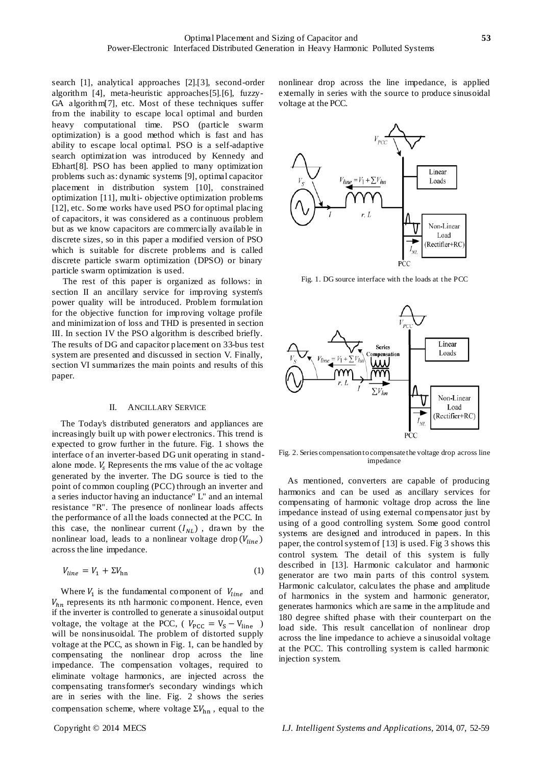search [1], analytical approaches [2].[3], second-order algorithm [4], meta-heuristic approaches[5].[6], fuzzy-GA algorithm[7], etc. Most of these techniques suffer from the inability to escape local optimal and burden heavy computational time. PSO (particle swarm optimization) is a good method which is fast and has ability to escape local optimal. PSO is a self-adaptive search optimization was introduced by Kennedy and Ebhart[8]. PSO has been applied to many optimization problems such as: dynamic systems [9], optimal capacitor placement in distribution system [10], constrained optimization [11], multi- objective optimization problems [12], etc. Some works have used PSO for optimal placing of capacitors, it was considered as a continuous problem but as we know capacitors are commercially available in discrete sizes, so in this paper a modified version of PSO which is suitable for discrete problems and is called discrete particle swarm optimization (DPSO) or binary particle swarm optimization is used.

The rest of this paper is organized as follows: in section II an ancillary service for improving system's power quality will be introduced. Problem formulation for the objective function for improving voltage profile and minimization of loss and THD is presented in section III. In section IV the PSO algorithm is described briefly. The results of DG and capacitor placement on 33-bus test system are presented and discussed in section V. Finally, section VI summarizes the main points and results of this paper.

## II. Ancillary Service

The Today's distributed generators and appliances are increasingly built up with power electronics. This trend is expected to grow further in the future. Fig. 1 shows the interface of an inverter-based DG unit operating in stand-alone mode. $V_s$ Represents the rms value of the ac voltage generated by the inverter. The DG source is tied to the point of common coupling (PCC) through an inverter and a series inductor having an inductance" L" and an internal resistance "R". The presence of nonlinear loads affects the performance of all the loads connected at the PCC. In this case, the nonlinear current $(I_{NL})$ , drawn by the nonlinear load, leads to a nonlinear voltage drop $(V_{line})$ across the line impedance.

$$V_{line} = V_1 + \Sigma V_{\text{hn}} \tag{1}$$

Where $V_1$ is the fundamental component of $V_{line}$ and $V_{hn}$ represents its nth harmonic component. Hence, even if the inverter is controlled to generate a sinusoidal output voltage, the voltage at the PCC, ( $V_{\text{PCC}} = V_S - V_{\text{line}}$ ) will be nonsinusoidal. The problem of distorted supply voltage at the PCC, as shown in Fig. 1, can be handled by compensating the nonlinear drop across the line impedance. The compensation voltages, required to eliminate voltage harmonics, are injected across the compensating transformer's secondary windings which are in series with the line. Fig. 2 shows the series compensation scheme, where voltage $\Sigma V_{\text{hn}}$ , equal to the nonlinear drop across the line impedance, is applied externally in series with the source to produce sinusoidal voltage at the PCC.

Fig. 1. DG source interface with the loads at the PCC

Fig. 2. Series compensation to compensate the voltage drop across line impedance

As mentioned, converters are capable of producing harmonics and can be used as ancillary services for compensating of harmonic voltage drop across the line impedance instead of using external compensator just by using of a good controlling system. Some good control systems are designed and introduced in papers. In this paper, the control system of [13] is used. Fig 3 shows this control system. The detail of this system is fully described in [13]. Harmonic calculator and harmonic generator are two main parts of this control system. Harmonic calculator, calculates the phase and amplitude of harmonics in the system and harmonic generator, generates harmonics which are same in the amplitude and 180 degree shifted phase with their counterpart on the load side. This result cancellation of nonlinear drop across the line impedance to achieve a sinusoidal voltage at the PCC. This controlling system is called harmonic injection system.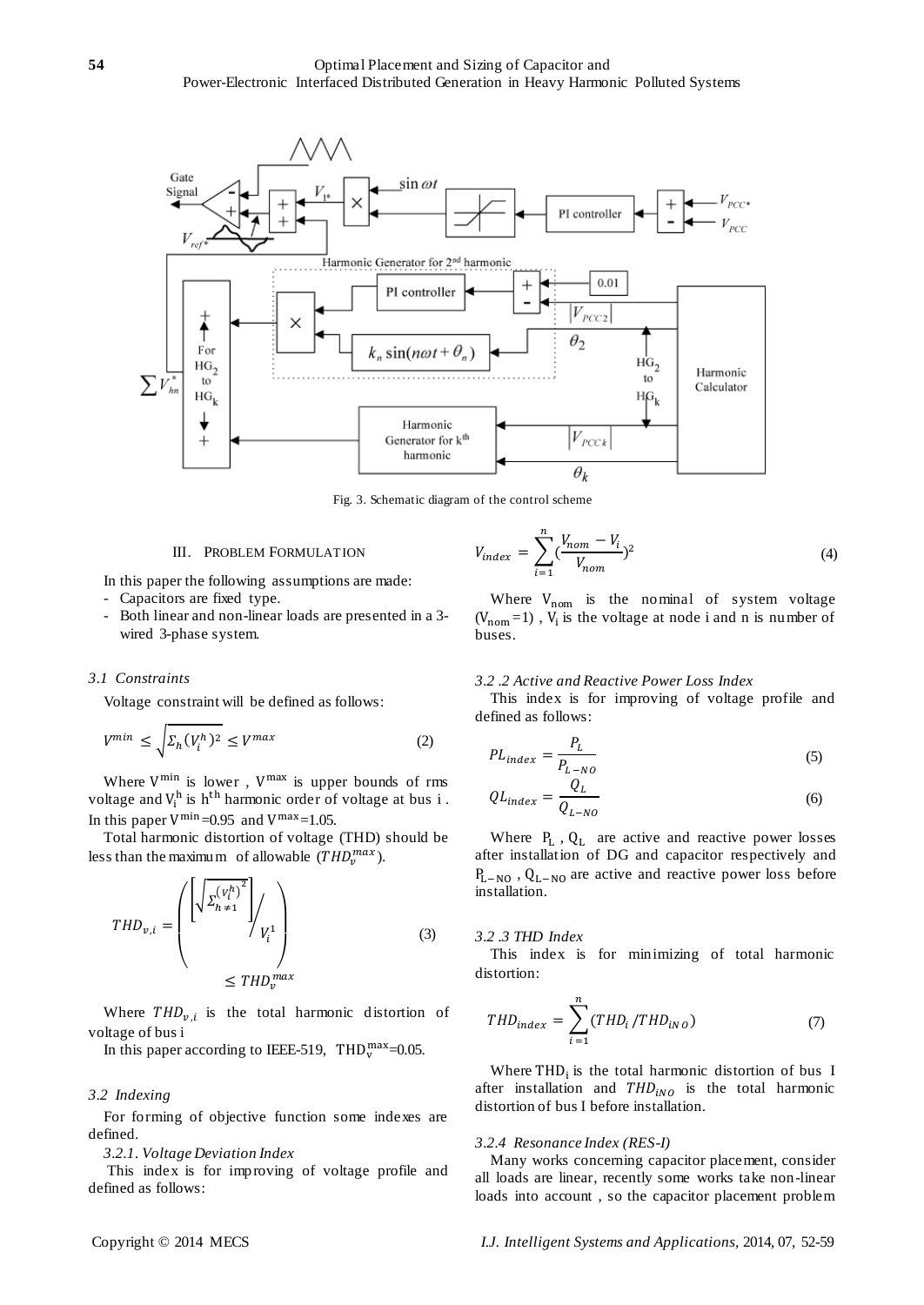Fig. 3. Schematic diagram of the control scheme

## III. Problem Formulation

In this paper the following assumptions are made:

- Capacitors are fixed type.
- Both linear and non-linear loads are presented in a 3-wired 3-phase system.

### 3.1 Constraints

Voltage constraint will be defined as follows:

$$V^{min} \leq \sqrt{\Sigma_h (V_i^h)^2} \leq V^{max} \tag{2}$$

Where $V^{min}$ is lower , $V^{max}$ is upper bounds of rms voltage and $V_i^h$ is $h^{th}$ harmonic order of voltage at bus i . In this paper $V^{min}$=0.95 and $V^{max}$=1.05.

Total harmonic distortion of voltage (THD) should be less than the maximum of allowable ($THD_v^{max}$).

$$THD_{v,i} = \left( \left[ \sqrt{\Sigma_{h \neq 1} {\left(V_i^h\right)}^2} \right] \Big/ V_i^1 \right) \leq THD_v^{max} \tag{3}$$

Where $THD_{v,i}$ is the total harmonic distortion of voltage of bus i

In this paper according to IEEE-519, $THD_v^{max}$=0.05.

### 3.2 Indexing

For forming of objective function some indexes are defined.

*3.2.1. Voltage Deviation Index*

This index is for improving of voltage profile and defined as follows:

$$V_{index} = \sum_{i=1}^{n} (\frac{V_{nom} - V_i}{V_{nom}})^2 \tag{4}$$

Where $V_{nom}$ is the nominal of system voltage ($V_{nom}$=1) , $V_i$ is the voltage at node i and n is number of buses.

### 3.2 .2 Active and Reactive Power Loss Index

This index is for improving of voltage profile and defined as follows:

$$PL_{index} = \frac{P_L}{P_{L-NO}} \tag{5}$$

$$QL_{index} = \frac{Q_L}{Q_{L-NO}} \tag{6}$$

Where $P_L$ , $Q_L$ are active and reactive power losses after installation of DG and capacitor respectively and $P_{L-NO}$ , $Q_{L-NO}$ are active and reactive power loss before installation.

### 3.2 .3 THD Index

This index is for minimizing of total harmonic distortion:

$$THD_{index} = \sum_{i=1}^{n} (THD_i / THD_{iNO}) \tag{7}$$

Where $THD_i$ is the total harmonic distortion of bus I after installation and $THD_{iNO}$ is the total harmonic distortion of bus I before installation.

### 3.2.4 Resonance Index (RES-I)

Many works concerning capacitor placement, consider all loads are linear, recently some works take non-linear loads into account , so the capacitor placement problem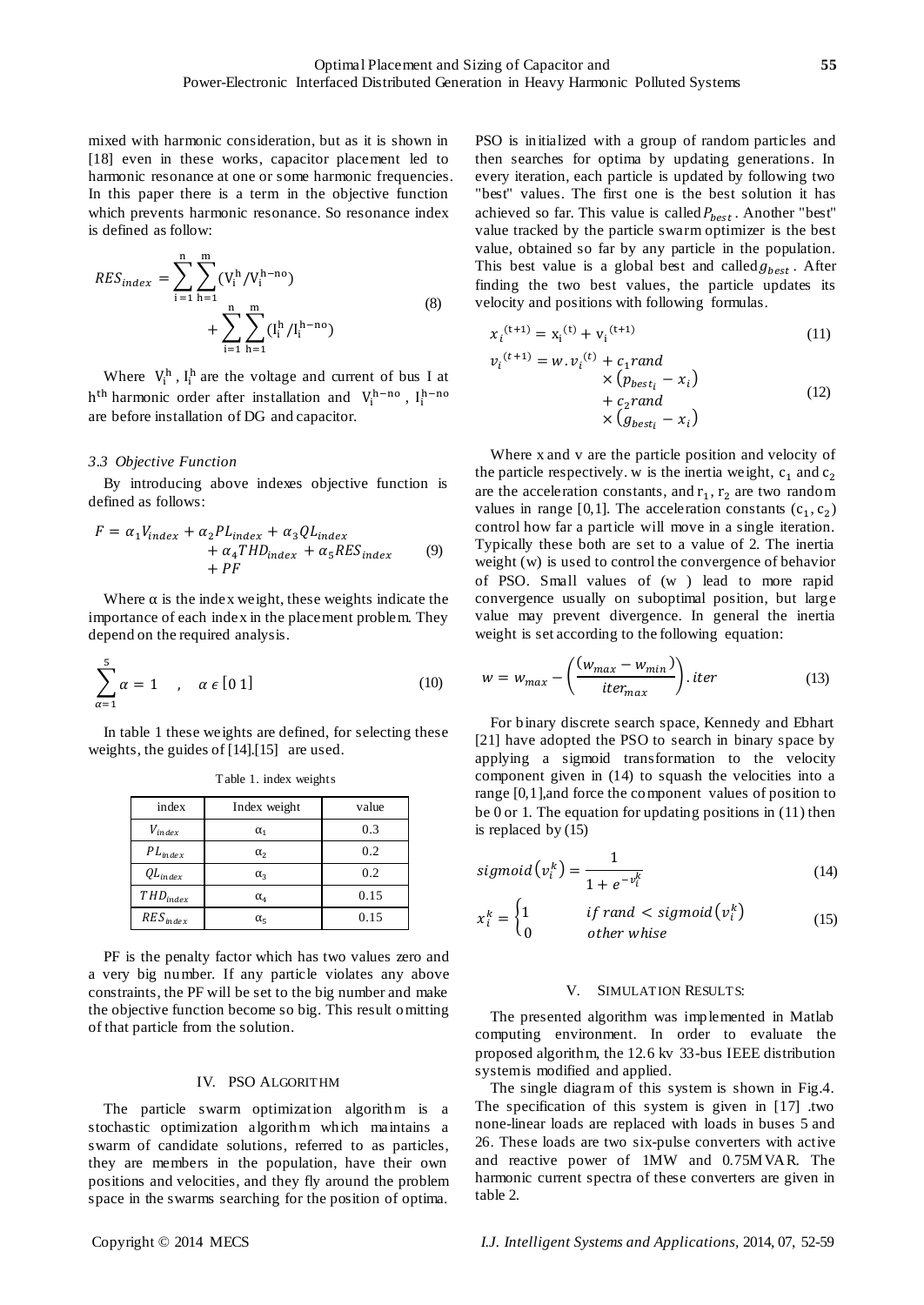mixed with harmonic consideration, but as it is shown in [18] even in these works, capacitor placement led to harmonic resonance at one or some harmonic frequencies. In this paper there is a term in the objective function which prevents harmonic resonance. So resonance index is defined as follow:

$$RES_{index} = \sum_{i=1}^{n}\sum_{h=1}^{m}(V_i^h / V_i^{h-no}) + \sum_{i=1}^{n}\sum_{h=1}^{m}(I_i^h / I_i^{h-no}) \tag{8}$$

Where $V_i^h$, $I_i^h$ are the voltage and current of bus I at $h^{th}$ harmonic order after installation and $V_i^{h-no}$, $I_i^{h-no}$ are before installation of DG and capacitor.

### *3.3 Objective Function*

By introducing above indexes objective function is defined as follows:

$$F = \alpha_1 V_{index} + \alpha_2 PL_{index} + \alpha_3 QL_{index} + \alpha_4 THD_{index} + \alpha_5 RES_{index} + PF \tag{9}$$

Where α is the index weight, these weights indicate the importance of each index in the placement problem. They depend on the required analysis.

$$\sum_{\alpha=1}^{5} \alpha = 1 \quad , \quad \alpha \in [0\ 1] \tag{10}$$

In table 1 these weights are defined, for selecting these weights, the guides of [14].[15] are used.

Table 1. index weights

| index | Index weight | value |
|---|---|---|
| $V_{index}$ | $\alpha_1$ | 0.3 |
| $PL_{index}$ | $\alpha_2$ | 0.2 |
| $QL_{index}$ | $\alpha_3$ | 0.2 |
| $THD_{index}$ | $\alpha_4$ | 0.15 |
| $RES_{index}$ | $\alpha_5$ | 0.15 |

PF is the penalty factor which has two values zero and a very big number. If any particle violates any above constraints, the PF will be set to the big number and make the objective function become so big. This result omitting of that particle from the solution.

## IV. PSO ALGORITHM

The particle swarm optimization algorithm is a stochastic optimization algorithm which maintains a swarm of candidate solutions, referred to as particles, they are members in the population, have their own positions and velocities, and they fly around the problem space in the swarms searching for the position of optima.

PSO is initialized with a group of random particles and then searches for optima by updating generations. In every iteration, each particle is updated by following two "best" values. The first one is the best solution it has achieved so far. This value is called $P_{best}$. Another "best" value tracked by the particle swarm optimizer is the best value, obtained so far by any particle in the population. This best value is a global best and called $g_{best}$. After finding the two best values, the particle updates its velocity and positions with following formulas.

$$x_i^{(t+1)} = x_i^{(t)} + v_i^{(t+1)} \tag{11}$$

$$v_i^{(t+1)} = w.v_i^{(t)} + c_1 rand \times (p_{best_i} - x_i) + c_2 rand \times (g_{best_i} - x_i) \tag{12}$$

Where x and v are the particle position and velocity of the particle respectively. w is the inertia weight, $c_1$ and $c_2$ are the acceleration constants, and $r_1$, $r_2$ are two random values in range [0,1]. The acceleration constants ($c_1$, $c_2$) control how far a particle will move in a single iteration. Typically these both are set to a value of 2. The inertia weight (w) is used to control the convergence of behavior of PSO. Small values of (w ) lead to more rapid convergence usually on suboptimal position, but large value may prevent divergence. In general the inertia weight is set according to the following equation:

$$w = w_{max} - \left(\frac{(w_{max} - w_{min})}{iter_{max}}\right).iter \tag{13}$$

For binary discrete search space, Kennedy and Ebhart [21] have adopted the PSO to search in binary space by applying a sigmoid transformation to the velocity component given in (14) to squash the velocities into a range [0,1],and force the component values of position to be 0 or 1. The equation for updating positions in (11) then is replaced by (15)

$$sigmoid(v_i^k) = \frac{1}{1 + e^{-v_i^k}} \tag{14}$$

$$x_i^k = \begin{cases} 1 & if\ rand < sigmoid(v_i^k) \\ 0 & other\ whise \end{cases} \tag{15}$$

## V. SIMULATION RESULTS:

The presented algorithm was implemented in Matlab computing environment. In order to evaluate the proposed algorithm, the 12.6 kv 33-bus IEEE distribution system is modified and applied.

The single diagram of this system is shown in Fig.4. The specification of this system is given in [17] .two none-linear loads are replaced with loads in buses 5 and 26. These loads are two six-pulse converters with active and reactive power of 1MW and 0.75MVAR. The harmonic current spectra of these converters are given in table 2.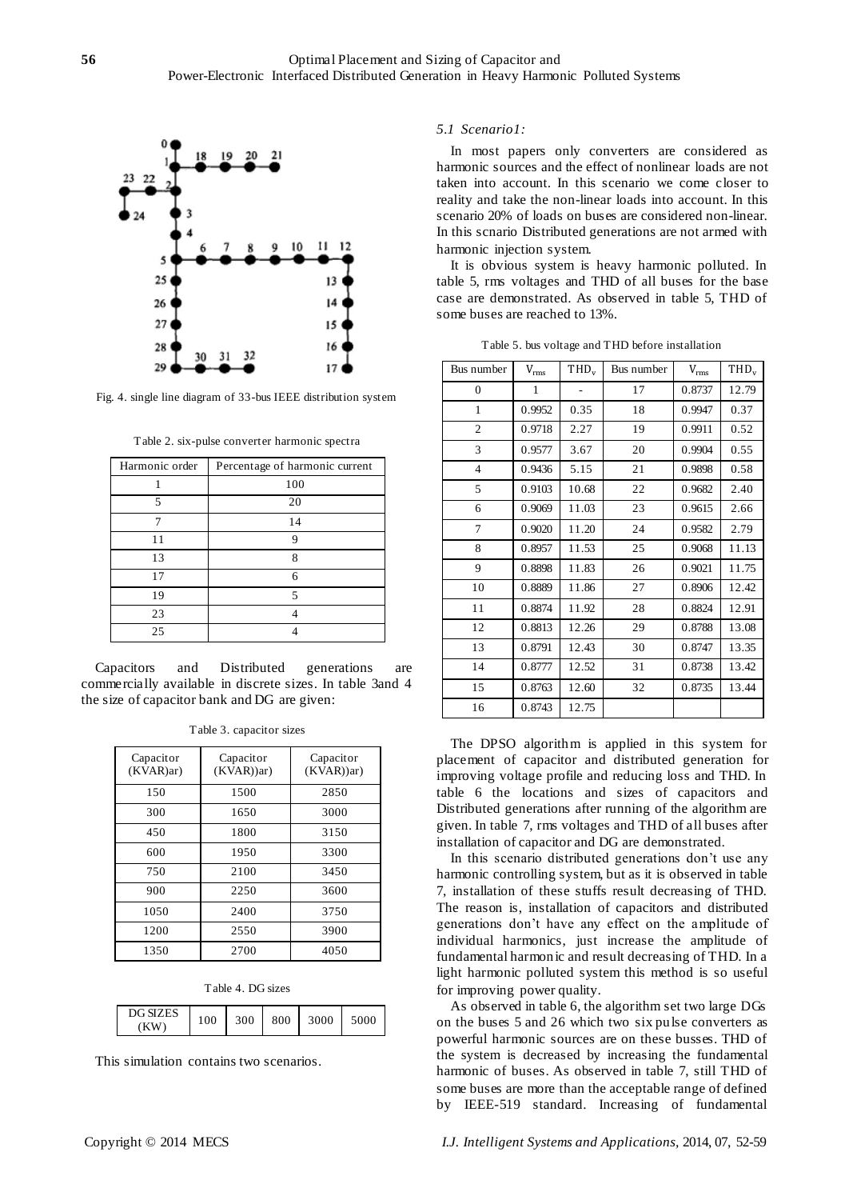Fig. 4. single line diagram of 33-bus IEEE distribution system

Table 2. six-pulse converter harmonic spectra

| Harmonic order | Percentage of harmonic current |
|---|---|
| 1 | 100 |
| 5 | 20 |
| 7 | 14 |
| 11 | 9 |
| 13 | 8 |
| 17 | 6 |
| 19 | 5 |
| 23 | 4 |
| 25 | 4 |

Capacitors and Distributed generations are commercially available in discrete sizes. In table 3and 4 the size of capacitor bank and DG are given:

Table 3. capacitor sizes

| Capacitor (KVAR)ar) | Capacitor (KVAR))ar) | Capacitor (KVAR))ar) |
|---|---|---|
| 150 | 1500 | 2850 |
| 300 | 1650 | 3000 |
| 450 | 1800 | 3150 |
| 600 | 1950 | 3300 |
| 750 | 2100 | 3450 |
| 900 | 2250 | 3600 |
| 1050 | 2400 | 3750 |
| 1200 | 2550 | 3900 |
| 1350 | 2700 | 4050 |

Table 4. DG sizes

| DG SIZES (KW) | 100 | 300 | 800 | 3000 | 5000 |
|---|---|---|---|---|---|

This simulation contains two scenarios.

*5.1 Scenario1:*

In most papers only converters are considered as harmonic sources and the effect of nonlinear loads are not taken into account. In this scenario we come closer to reality and take the non-linear loads into account. In this scenario 20% of loads on buses are considered non-linear. In this scnario Distributed generations are not armed with harmonic injection system.

It is obvious system is heavy harmonic polluted. In table 5, rms voltages and THD of all buses for the base case are demonstrated. As observed in table 5, THD of some buses are reached to 13%.

Table 5. bus voltage and THD before installation

| Bus number | $V_{rms}$ | $THD_v$ | Bus number | $V_{rms}$ | $THD_v$ |
|---|---|---|---|---|---|
| 0 | 1 | - | 17 | 0.8737 | 12.79 |
| 1 | 0.9952 | 0.35 | 18 | 0.9947 | 0.37 |
| 2 | 0.9718 | 2.27 | 19 | 0.9911 | 0.52 |
| 3 | 0.9577 | 3.67 | 20 | 0.9904 | 0.55 |
| 4 | 0.9436 | 5.15 | 21 | 0.9898 | 0.58 |
| 5 | 0.9103 | 10.68 | 22 | 0.9682 | 2.40 |
| 6 | 0.9069 | 11.03 | 23 | 0.9615 | 2.66 |
| 7 | 0.9020 | 11.20 | 24 | 0.9582 | 2.79 |
| 8 | 0.8957 | 11.53 | 25 | 0.9068 | 11.13 |
| 9 | 0.8898 | 11.83 | 26 | 0.9021 | 11.75 |
| 10 | 0.8889 | 11.86 | 27 | 0.8906 | 12.42 |
| 11 | 0.8874 | 11.92 | 28 | 0.8824 | 12.91 |
| 12 | 0.8813 | 12.26 | 29 | 0.8788 | 13.08 |
| 13 | 0.8791 | 12.43 | 30 | 0.8747 | 13.35 |
| 14 | 0.8777 | 12.52 | 31 | 0.8738 | 13.42 |
| 15 | 0.8763 | 12.60 | 32 | 0.8735 | 13.44 |
| 16 | 0.8743 | 12.75 | | | |

The DPSO algorithm is applied in this system for placement of capacitor and distributed generation for improving voltage profile and reducing loss and THD. In table 6 the locations and sizes of capacitors and Distributed generations after running of the algorithm are given. In table 7, rms voltages and THD of all buses after installation of capacitor and DG are demonstrated.

In this scenario distributed generations don't use any harmonic controlling system, but as it is observed in table 7, installation of these stuffs result decreasing of THD. The reason is, installation of capacitors and distributed generations don't have any effect on the amplitude of individual harmonics, just increase the amplitude of fundamental harmonic and result decreasing of THD. In a light harmonic polluted system this method is so useful for improving power quality.

As observed in table 6, the algorithm set two large DGs on the buses 5 and 26 which two six pulse converters as powerful harmonic sources are on these busses. THD of the system is decreased by increasing the fundamental harmonic of buses. As observed in table 7, still THD of some buses are more than the acceptable range of defined by IEEE-519 standard. Increasing of fundamental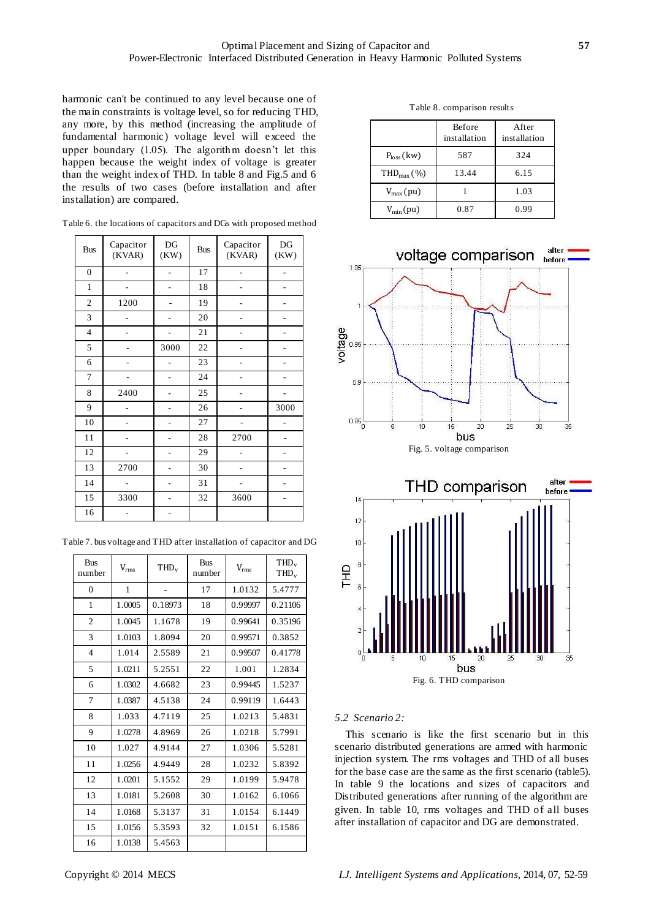harmonic can't be continued to any level because one of the main constraints is voltage level, so for reducing THD, any more, by this method (increasing the amplitude of fundamental harmonic) voltage level will exceed the upper boundary (1.05). The algorithm doesn't let this happen because the weight index of voltage is greater than the weight index of THD. In table 8 and Fig.5 and 6 the results of two cases (before installation and after installation) are compared.

Table 6. the locations of capacitors and DGs with proposed method

| Bus | Capacitor (KVAR) | DG (KW) | Bus | Capacitor (KVAR) | DG (KW) |
|---|---|---|---|---|---|
| 0 | - | - | 17 | - | - |
| 1 | - | - | 18 | - | - |
| 2 | 1200 | - | 19 | - | - |
| 3 | - | - | 20 | - | - |
| 4 | - | - | 21 | - | - |
| 5 | - | 3000 | 22 | - | - |
| 6 | - | - | 23 | - | - |
| 7 | - | - | 24 | - | - |
| 8 | 2400 | - | 25 | - | - |
| 9 | - | - | 26 | - | 3000 |
| 10 | - | - | 27 | - | - |
| 11 | - | - | 28 | 2700 | - |
| 12 | - | - | 29 | - | - |
| 13 | 2700 | - | 30 | - | - |
| 14 | - | - | 31 | - | - |
| 15 | 3300 | - | 32 | 3600 | - |
| 16 | - | - | | | |

Table 7. bus voltage and THD after installation of capacitor and DG

| Bus number | $V_{rms}$ | $THD_v$ | Bus number | $V_{rms}$ | $THD_v$ $THD_v$ |
|---|---|---|---|---|---|
| 0 | 1 | - | 17 | 1.0132 | 5.4777 |
| 1 | 1.0005 | 0.18973 | 18 | 0.99997 | 0.21106 |
| 2 | 1.0045 | 1.1678 | 19 | 0.99641 | 0.35196 |
| 3 | 1.0103 | 1.8094 | 20 | 0.99571 | 0.3852 |
| 4 | 1.014 | 2.5589 | 21 | 0.99507 | 0.41778 |
| 5 | 1.0211 | 5.2551 | 22 | 1.001 | 1.2834 |
| 6 | 1.0302 | 4.6682 | 23 | 0.99445 | 1.5237 |
| 7 | 1.0387 | 4.5138 | 24 | 0.99119 | 1.6443 |
| 8 | 1.033 | 4.7119 | 25 | 1.0213 | 5.4831 |
| 9 | 1.0278 | 4.8969 | 26 | 1.0218 | 5.7991 |
| 10 | 1.027 | 4.9144 | 27 | 1.0306 | 5.5281 |
| 11 | 1.0256 | 4.9449 | 28 | 1.0232 | 5.8392 |
| 12 | 1.0201 | 5.1552 | 29 | 1.0199 | 5.9478 |
| 13 | 1.0181 | 5.2608 | 30 | 1.0162 | 6.1066 |
| 14 | 1.0168 | 5.3137 | 31 | 1.0154 | 6.1449 |
| 15 | 1.0156 | 5.3593 | 32 | 1.0151 | 6.1586 |
| 16 | 1.0138 | 5.4563 | | | |

Table 8. comparison results

| | Before installation | After installation |
|---|---|---|
| $P_{loss}$ (kw) | 587 | 324 |
| $THD_{max}$ (%) | 13.44 | 6.15 |
| $V_{max}$ (pu) | 1 | 1.03 |
| $V_{min}$ (pu) | 0.87 | 0.99 |

Fig. 5. voltage comparison

Fig. 6. THD comparison

### 5.2 Scenario 2:

This scenario is like the first scenario but in this scenario distributed generations are armed with harmonic injection system. The rms voltages and THD of all buses for the base case are the same as the first scenario (table5). In table 9 the locations and sizes of capacitors and Distributed generations after running of the algorithm are given. In table 10, rms voltages and THD of all buses after installation of capacitor and DG are demonstrated.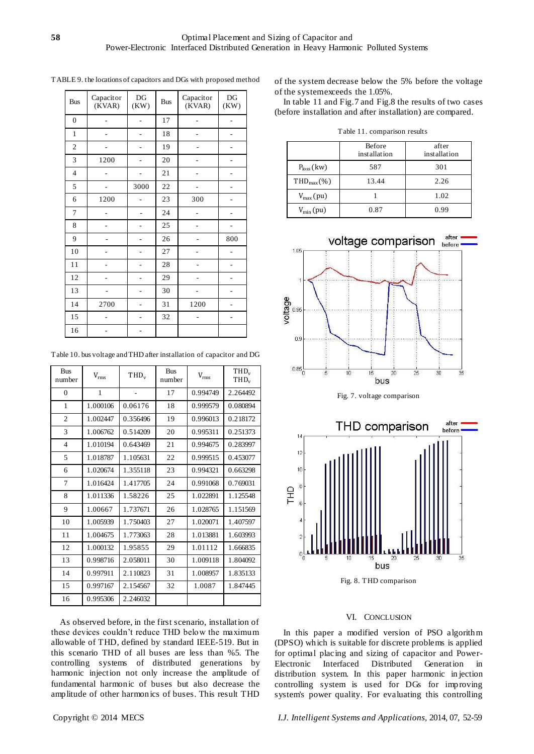TABLE 9. the locations of capacitors and DGs with proposed method

| Bus | Capacitor (KVAR) | DG (KW) | Bus | Capacitor (KVAR) | DG (KW) |
|---|---|---|---|---|---|
| 0 | - | - | 17 | - | - |
| 1 | - | - | 18 | - | - |
| 2 | - | - | 19 | - | - |
| 3 | 1200 | - | 20 | - | - |
| 4 | - | - | 21 | - | - |
| 5 | - | 3000 | 22 | - | - |
| 6 | 1200 | - | 23 | 300 | - |
| 7 | - | - | 24 | - | - |
| 8 | - | - | 25 | - | - |
| 9 | - | - | 26 | - | 800 |
| 10 | - | - | 27 | - | - |
| 11 | - | - | 28 | - | - |
| 12 | - | - | 29 | - | - |
| 13 | - | - | 30 | - | - |
| 14 | 2700 | - | 31 | 1200 | - |
| 15 | - | - | 32 | - | - |
| 16 | - | - | | | |

Table 10. bus voltage and THD after installation of capacitor and DG

| Bus number | $V_{rms}$ | $THD_v$ | Bus number | $V_{rms}$ | $THD_v$ |
|---|---|---|---|---|---|
| 0 | 1 | - | 17 | 0.994749 | 2.264492 |
| 1 | 1.000106 | 0.06176 | 18 | 0.999579 | 0.080894 |
| 2 | 1.002447 | 0.356496 | 19 | 0.996013 | 0.218172 |
| 3 | 1.006762 | 0.514209 | 20 | 0.995311 | 0.251373 |
| 4 | 1.010194 | 0.643469 | 21 | 0.994675 | 0.283997 |
| 5 | 1.018787 | 1.105631 | 22 | 0.999515 | 0.453077 |
| 6 | 1.020674 | 1.355118 | 23 | 0.994321 | 0.663298 |
| 7 | 1.016424 | 1.417705 | 24 | 0.991068 | 0.769031 |
| 8 | 1.011336 | 1.58226 | 25 | 1.022891 | 1.125548 |
| 9 | 1.00667 | 1.737671 | 26 | 1.028765 | 1.151569 |
| 10 | 1.005939 | 1.750403 | 27 | 1.020071 | 1.407597 |
| 11 | 1.004675 | 1.773063 | 28 | 1.013881 | 1.603993 |
| 12 | 1.000132 | 1.95855 | 29 | 1.01112 | 1.666835 |
| 13 | 0.998716 | 2.058011 | 30 | 1.009118 | 1.804092 |
| 14 | 0.997911 | 2.110823 | 31 | 1.008957 | 1.835133 |
| 15 | 0.997167 | 2.154567 | 32 | 1.0087 | 1.847445 |
| 16 | 0.995306 | 2.246032 | | | |

As observed before, in the first scenario, installation of these devices couldn't reduce THD below the maximum allowable of THD, defined by standard IEEE-519. But in this scenario THD of all buses are less than %5. The controlling systems of distributed generations by harmonic injection not only increase the amplitude of fundamental harmonic of buses but also decrease the amplitude of other harmonics of buses. This result THD of the system decrease below the 5% before the voltage of the system exceeds the 1.05%.

In table 11 and Fig.7 and Fig.8 the results of two cases (before installation and after installation) are compared.

Table 11. comparison results

| | Before installation | after installation |
|---|---|---|
| $P_{loss}$ (kw) | 587 | 301 |
| $THD_{max}$(%) | 13.44 | 2.26 |
| $V_{max}$ (pu) | 1 | 1.02 |
| $V_{min}$ (pu) | 0.87 | 0.99 |

Fig. 7. voltage comparison

Fig. 8. THD comparison

## VI. Conclusion

In this paper a modified version of PSO algorithm (DPSO) which is suitable for discrete problems is applied for optimal placing and sizing of capacitor and Power-Electronic Interfaced Distributed Generation in distribution system. In this paper harmonic injection controlling system is used for DGs for improving system's power quality. For evaluating this controlling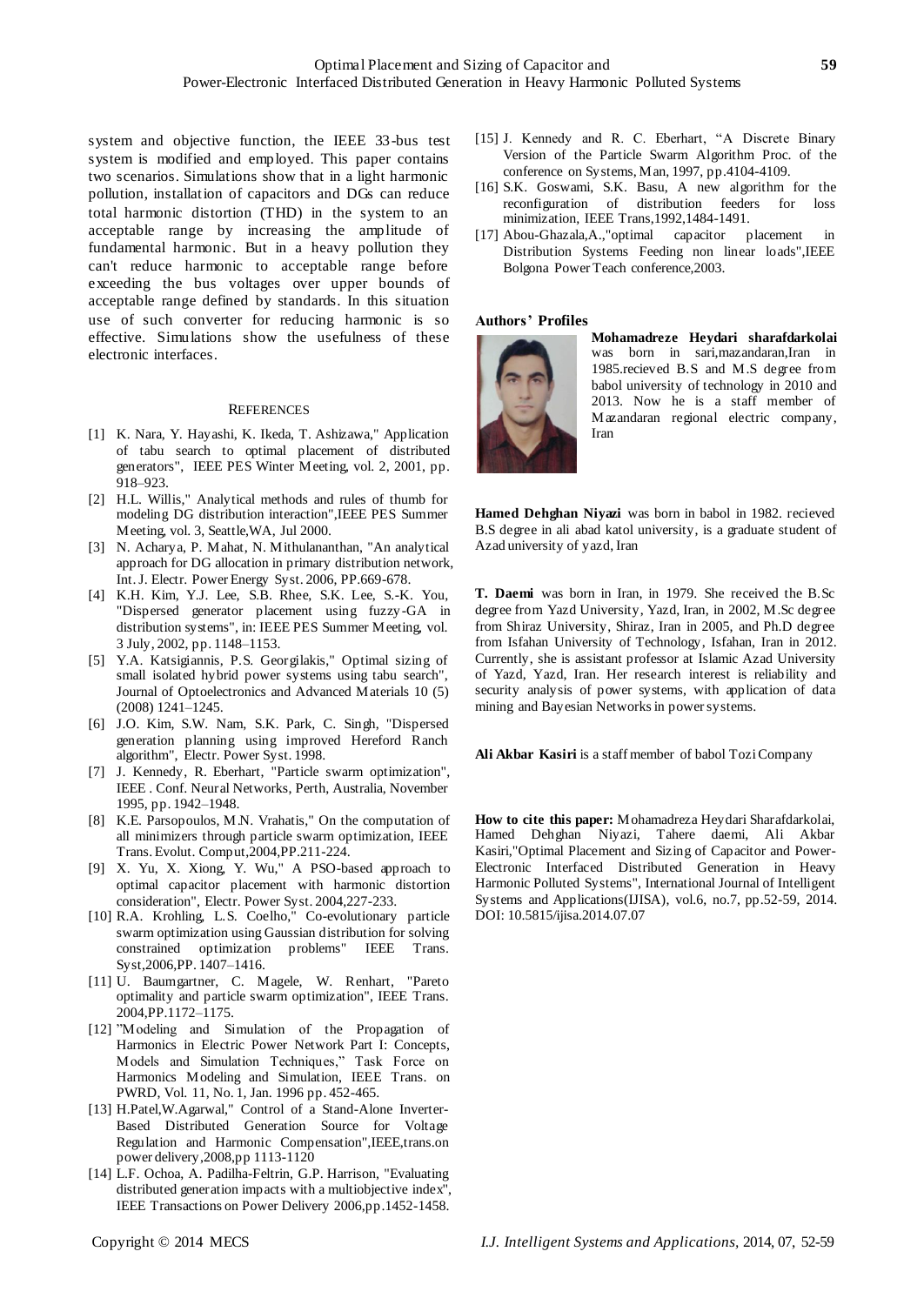system and objective function, the IEEE 33-bus test system is modified and employed. This paper contains two scenarios. Simulations show that in a light harmonic pollution, installation of capacitors and DGs can reduce total harmonic distortion (THD) in the system to an acceptable range by increasing the amplitude of fundamental harmonic. But in a heavy pollution they can't reduce harmonic to acceptable range before exceeding the bus voltages over upper bounds of acceptable range defined by standards. In this situation use of such converter for reducing harmonic is so effective. Simulations show the usefulness of these electronic interfaces.

## REFERENCES

[1] K. Nara, Y. Hayashi, K. Ikeda, T. Ashizawa," Application of tabu search to optimal placement of distributed generators", IEEE PES Winter Meeting, vol. 2, 2001, pp. 918–923.

[2] H.L. Willis," Analytical methods and rules of thumb for modeling DG distribution interaction",IEEE PES Summer Meeting, vol. 3, Seattle,WA, Jul 2000.

[3] N. Acharya, P. Mahat, N. Mithulananthan, "An analytical approach for DG allocation in primary distribution network, Int. J. Electr. Power Energy Syst. 2006, PP.669-678.

[4] K.H. Kim, Y.J. Lee, S.B. Rhee, S.K. Lee, S.-K. You, "Dispersed generator placement using fuzzy-GA in distribution systems", in: IEEE PES Summer Meeting, vol. 3 July, 2002, pp. 1148–1153.

[5] Y.A. Katsigiannis, P.S. Georgilakis," Optimal sizing of small isolated hybrid power systems using tabu search", Journal of Optoelectronics and Advanced Materials 10 (5) (2008) 1241–1245.

[6] J.O. Kim, S.W. Nam, S.K. Park, C. Singh, "Dispersed generation planning using improved Hereford Ranch algorithm", Electr. Power Syst. 1998.

[7] J. Kennedy, R. Eberhart, "Particle swarm optimization", IEEE . Conf. Neural Networks, Perth, Australia, November 1995, pp. 1942–1948.

[8] K.E. Parsopoulos, M.N. Vrahatis," On the computation of all minimizers through particle swarm optimization, IEEE Trans. Evolut. Comput,2004,PP.211-224.

[9] X. Yu, X. Xiong, Y. Wu," A PSO-based approach to optimal capacitor placement with harmonic distortion consideration", Electr. Power Syst. 2004,227-233.

[10] R.A. Krohling, L.S. Coelho," Co-evolutionary particle swarm optimization using Gaussian distribution for solving constrained optimization problems" IEEE Trans. Syst,2006,PP. 1407–1416.

[11] U. Baumgartner, C. Magele, W. Renhart, "Pareto optimality and particle swarm optimization", IEEE Trans. 2004,PP.1172–1175.

[12] "Modeling and Simulation of the Propagation of Harmonics in Electric Power Network Part I: Concepts, Models and Simulation Techniques," Task Force on Harmonics Modeling and Simulation, IEEE Trans. on PWRD, Vol. 11, No. 1, Jan. 1996 pp. 452-465.

[13] H.Patel,W.Agarwal," Control of a Stand-Alone Inverter-Based Distributed Generation Source for Voltage Regulation and Harmonic Compensation",IEEE,trans.on power delivery,2008,pp 1113-1120

[14] L.F. Ochoa, A. Padilha-Feltrin, G.P. Harrison, "Evaluating distributed generation impacts with a multiobjective index", IEEE Transactions on Power Delivery 2006,pp.1452-1458.

[15] J. Kennedy and R. C. Eberhart, "A Discrete Binary Version of the Particle Swarm Algorithm Proc. of the conference on Systems, Man, 1997, pp.4104-4109.

[16] S.K. Goswami, S.K. Basu, A new algorithm for the reconfiguration of distribution feeders for loss minimization, IEEE Trans,1992,1484-1491.

[17] Abou-Ghazala,A.,"optimal capacitor placement in Distribution Systems Feeding non linear loads",IEEE Bolgona Power Teach conference,2003.

## Authors' Profiles

**Mohamadreze Heydari sharafdarkolai** was born in sari,mazandaran,Iran in 1985.recieved B.S and M.S degree from babol university of technology in 2010 and 2013. Now he is a staff member of Mazandaran regional electric company, Iran

**Hamed Dehghan Niyazi** was born in babol in 1982. recieved B.S degree in ali abad katol university, is a graduate student of Azad university of yazd, Iran

**T. Daemi** was born in Iran, in 1979. She received the B.Sc degree from Yazd University, Yazd, Iran, in 2002, M.Sc degree from Shiraz University, Shiraz, Iran in 2005, and Ph.D degree from Isfahan University of Technology, Isfahan, Iran in 2012. Currently, she is assistant professor at Islamic Azad University of Yazd, Yazd, Iran. Her research interest is reliability and security analysis of power systems, with application of data mining and Bayesian Networks in power systems.

**Ali Akbar Kasiri** is a staff member of babol Tozi Company

**How to cite this paper:** Mohamadreza Heydari Sharafdarkolai, Hamed Dehghan Niyazi, Tahere daemi, Ali Akbar Kasiri,"Optimal Placement and Sizing of Capacitor and Power-Electronic Interfaced Distributed Generation in Heavy Harmonic Polluted Systems", International Journal of Intelligent Systems and Applications(IJISA), vol.6, no.7, pp.52-59, 2014. DOI: 10.5815/ijisa.2014.07.07